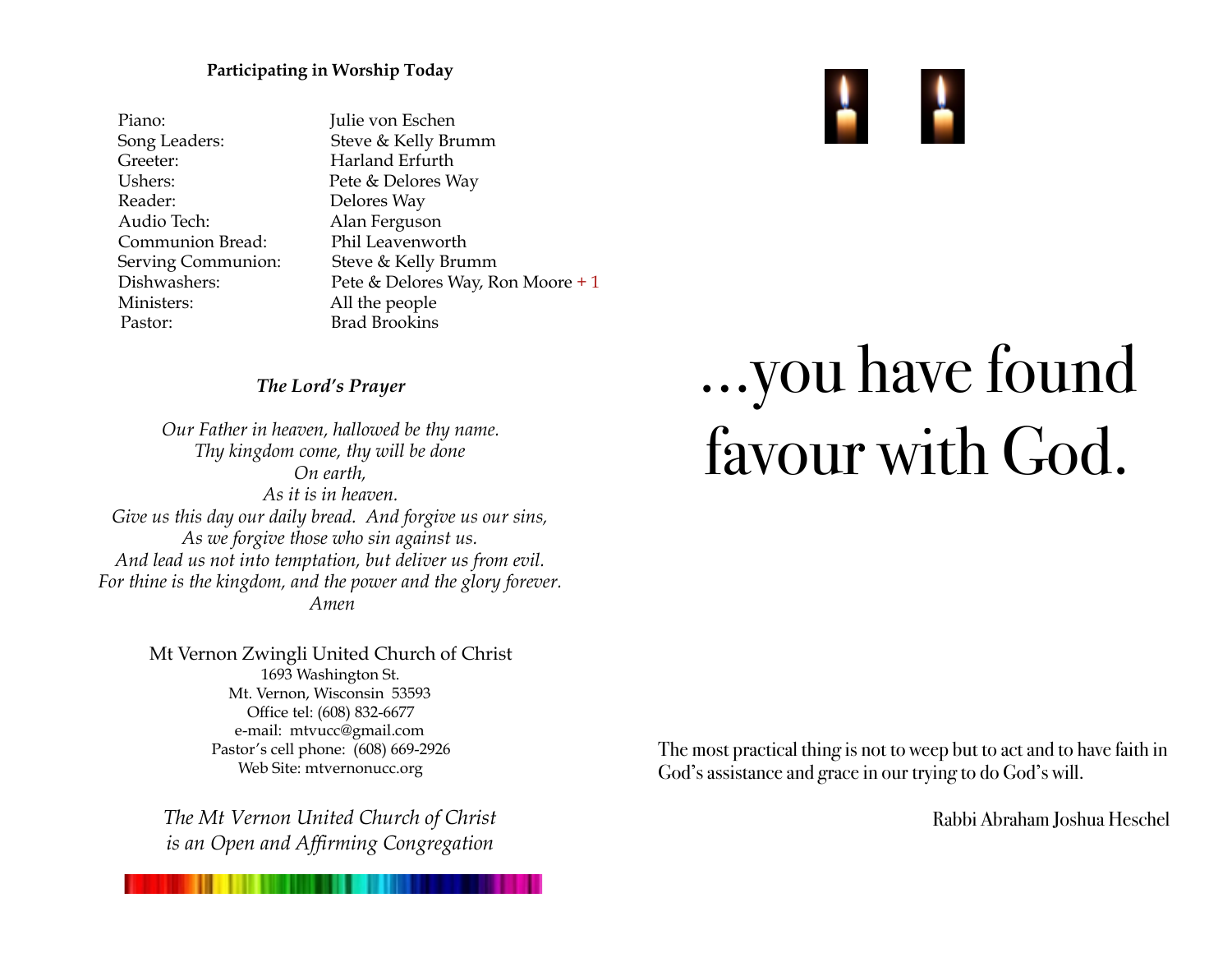**Participating in Worship Today**

| | |
|---|---|
| Piano: | Julie von Eschen |
| Song Leaders: | Steve & Kelly Brumm |
| Greeter: | Harland Erfurth |
| Ushers: | Pete & Delores Way |
| Reader: | Delores Way |
| Audio Tech: | Alan Ferguson |
| Communion Bread: | Phil Leavenworth |
| Serving Communion: | Steve & Kelly Brumm |
| Dishwashers: | Pete & Delores Way, Ron Moore + 1 |
| Ministers: | All the people |
| Pastor: | Brad Brookins |

***The Lord's Prayer***

*Our Father in heaven, hallowed be thy name.*
*Thy kingdom come, thy will be done*
*On earth,*
*As it is in heaven.*
*Give us this day our daily bread. And forgive us our sins,*
*As we forgive those who sin against us.*
*And lead us not into temptation, but deliver us from evil.*
*For thine is the kingdom, and the power and the glory forever.*
*Amen*

Mt Vernon Zwingli United Church of Christ
1693 Washington St.
Mt. Vernon, Wisconsin 53593
Office tel: (608) 832-6677
e-mail: mtvucc@gmail.com
Pastor's cell phone: (608) 669-2926
Web Site: mtvernonucc.org

*The Mt Vernon United Church of Christ*
*is an Open and Affirming Congregation*

# …you have found favour with God.

The most practical thing is not to weep but to act and to have faith in God's assistance and grace in our trying to do God's will.

Rabbi Abraham Joshua Heschel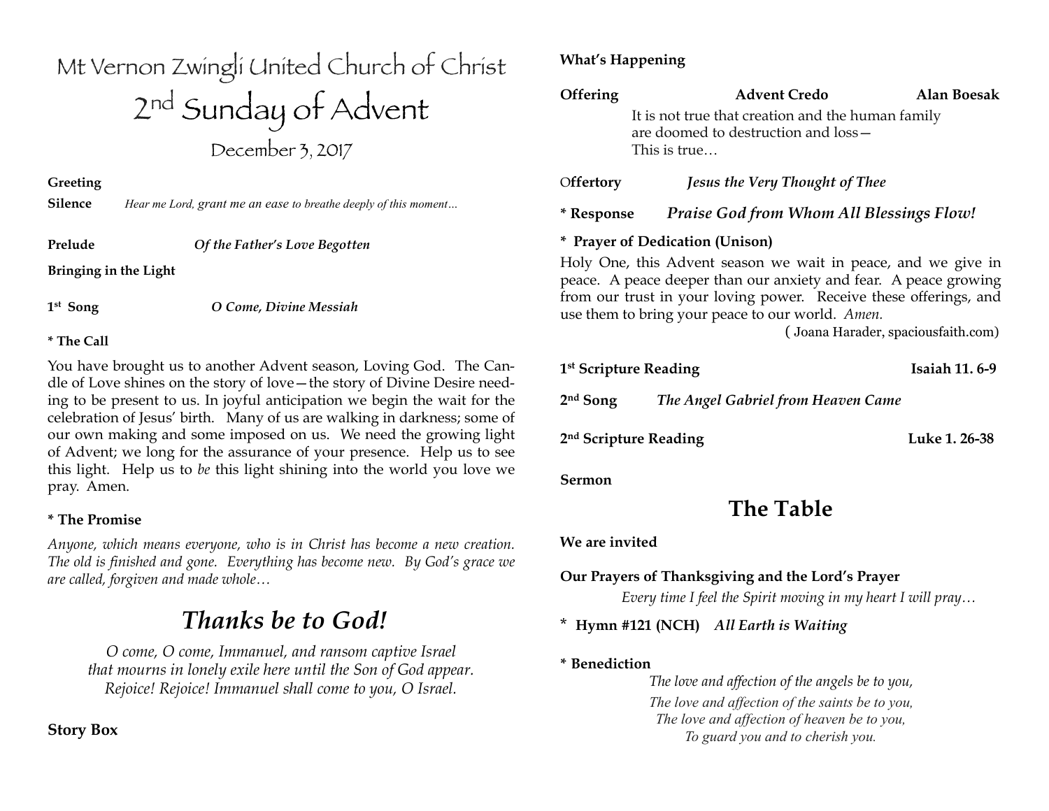# Mt Vernon Zwingli United Church of Christ

## 2nd Sunday of Advent

December 3, 2017

**Greeting**

**Silence** *Hear me Lord, grant me an ease to breathe deeply of this moment…*

**Prelude** *Of the Father's Love Begotten*

**Bringing in the Light**

**1st Song** *O Come, Divine Messiah*

**\* The Call**

You have brought us to another Advent season, Loving God. The Candle of Love shines on the story of love—the story of Divine Desire needing to be present to us. In joyful anticipation we begin the wait for the celebration of Jesus' birth. Many of us are walking in darkness; some of our own making and some imposed on us. We need the growing light of Advent; we long for the assurance of your presence. Help us to see this light. Help us to *be* this light shining into the world you love we pray. Amen.

**\* The Promise**

*Anyone, which means everyone, who is in Christ has become a new creation. The old is finished and gone. Everything has become new. By God's grace we are called, forgiven and made whole…*

## *Thanks be to God!*

*O come, O come, Immanuel, and ransom captive Israel*
*that mourns in lonely exile here until the Son of God appear.*
*Rejoice! Rejoice! Immanuel shall come to you, O Israel.*

**Story Box**

**What's Happening**

**Offering** **Advent Credo** **Alan Boesak**

It is not true that creation and the human family
are doomed to destruction and loss—
This is true…

**Offertory** *Jesus the Very Thought of Thee*

**\* Response** ***Praise God from Whom All Blessings Flow!***

**\* Prayer of Dedication (Unison)**

Holy One, this Advent season we wait in peace, and we give in peace. A peace deeper than our anxiety and fear. A peace growing from our trust in your loving power. Receive these offerings, and use them to bring your peace to our world. *Amen.*

( Joana Harader, spaciousfaith.com)

**1st Scripture Reading** **Isaiah 11. 6-9**

**2nd Song** *The Angel Gabriel from Heaven Came*

**2nd Scripture Reading** **Luke 1. 26-38**

**Sermon**

## The Table

**We are invited**

**Our Prayers of Thanksgiving and the Lord's Prayer**

*Every time I feel the Spirit moving in my heart I will pray…*

\* **Hymn #121 (NCH)** *All Earth is Waiting*

**\* Benediction**

*The love and affection of the angels be to you,*
*The love and affection of the saints be to you,*
*The love and affection of heaven be to you,*
*To guard you and to cherish you.*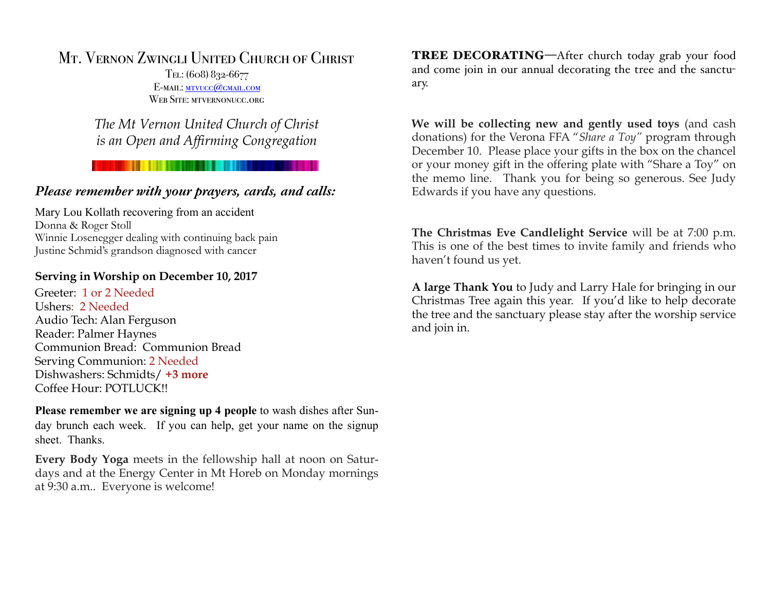# Mt. Vernon Zwingli United Church of Christ

Tel: (608) 832-6677
E-mail: mtvucc@gmail.com
Web Site: mtvernonucc.org

*The Mt Vernon United Church of Christ is an Open and Affirming Congregation*

## *Please remember with your prayers, cards, and calls:*

Mary Lou Kollath recovering from an accident
Donna & Roger Stoll
Winnie Losenegger dealing with continuing back pain
Justine Schmid's grandson diagnosed with cancer

### Serving in Worship on December 10, 2017

Greeter: 1 or 2 Needed
Ushers: 2 Needed
Audio Tech: Alan Ferguson
Reader: Palmer Haynes
Communion Bread: Communion Bread
Serving Communion: 2 Needed
Dishwashers: Schmidts/ **+3 more**
Coffee Hour: POTLUCK!!

**Please remember we are signing up 4 people** to wash dishes after Sunday brunch each week. If you can help, get your name on the signup sheet. Thanks.

**Every Body Yoga** meets in the fellowship hall at noon on Saturdays and at the Energy Center in Mt Horeb on Monday mornings at 9:30 a.m.. Everyone is welcome!

**TREE DECORATING—**After church today grab your food and come join in our annual decorating the tree and the sanctuary.

**We will be collecting new and gently used toys** (and cash donations) for the Verona FFA "*Share a Toy"* program through December 10. Please place your gifts in the box on the chancel or your money gift in the offering plate with "Share a Toy" on the memo line. Thank you for being so generous. See Judy Edwards if you have any questions.

**The Christmas Eve Candlelight Service** will be at 7:00 p.m. This is one of the best times to invite family and friends who haven't found us yet.

**A large Thank You** to Judy and Larry Hale for bringing in our Christmas Tree again this year. If you'd like to help decorate the tree and the sanctuary please stay after the worship service and join in.